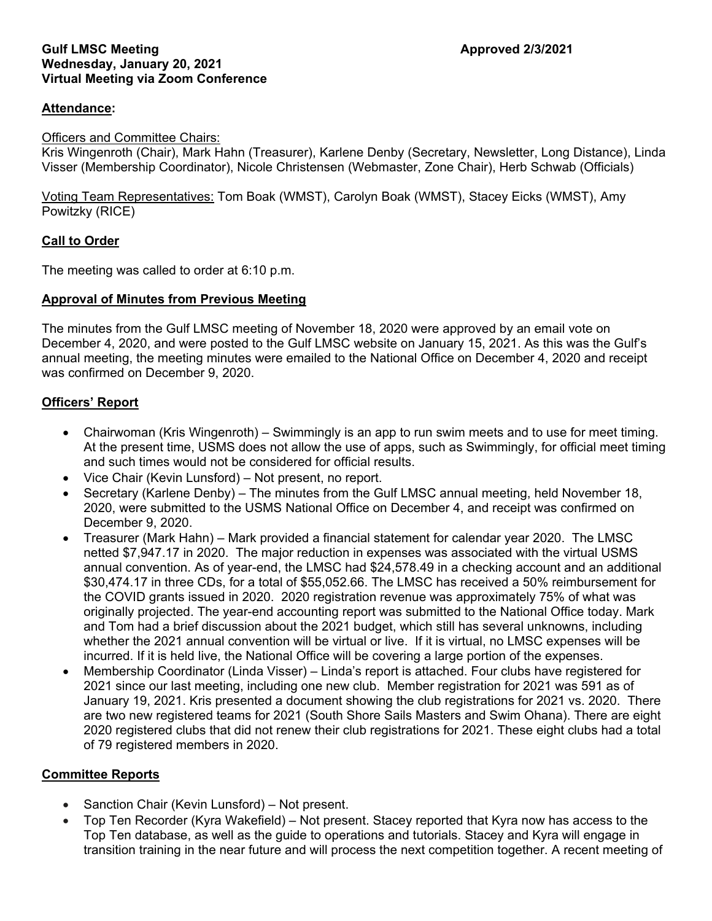**Gulf LMSC Meeting** **Approved 2/3/2021**
**Wednesday, January 20, 2021**
**Virtual Meeting via Zoom Conference**

## Attendance:

Officers and Committee Chairs:
Kris Wingenroth (Chair), Mark Hahn (Treasurer), Karlene Denby (Secretary, Newsletter, Long Distance), Linda Visser (Membership Coordinator), Nicole Christensen (Webmaster, Zone Chair), Herb Schwab (Officials)

Voting Team Representatives: Tom Boak (WMST), Carolyn Boak (WMST), Stacey Eicks (WMST), Amy Powitzky (RICE)

## Call to Order

The meeting was called to order at 6:10 p.m.

## Approval of Minutes from Previous Meeting

The minutes from the Gulf LMSC meeting of November 18, 2020 were approved by an email vote on December 4, 2020, and were posted to the Gulf LMSC website on January 15, 2021. As this was the Gulf's annual meeting, the meeting minutes were emailed to the National Office on December 4, 2020 and receipt was confirmed on December 9, 2020.

## Officers' Report

- Chairwoman (Kris Wingenroth) – Swimmingly is an app to run swim meets and to use for meet timing. At the present time, USMS does not allow the use of apps, such as Swimmingly, for official meet timing and such times would not be considered for official results.
- Vice Chair (Kevin Lunsford) – Not present, no report.
- Secretary (Karlene Denby) – The minutes from the Gulf LMSC annual meeting, held November 18, 2020, were submitted to the USMS National Office on December 4, and receipt was confirmed on December 9, 2020.
- Treasurer (Mark Hahn) – Mark provided a financial statement for calendar year 2020. The LMSC netted $7,947.17 in 2020. The major reduction in expenses was associated with the virtual USMS annual convention. As of year-end, the LMSC had $24,578.49 in a checking account and an additional $30,474.17 in three CDs, for a total of $55,052.66. The LMSC has received a 50% reimbursement for the COVID grants issued in 2020. 2020 registration revenue was approximately 75% of what was originally projected. The year-end accounting report was submitted to the National Office today. Mark and Tom had a brief discussion about the 2021 budget, which still has several unknowns, including whether the 2021 annual convention will be virtual or live. If it is virtual, no LMSC expenses will be incurred. If it is held live, the National Office will be covering a large portion of the expenses.
- Membership Coordinator (Linda Visser) – Linda's report is attached. Four clubs have registered for 2021 since our last meeting, including one new club. Member registration for 2021 was 591 as of January 19, 2021. Kris presented a document showing the club registrations for 2021 vs. 2020. There are two new registered teams for 2021 (South Shore Sails Masters and Swim Ohana). There are eight 2020 registered clubs that did not renew their club registrations for 2021. These eight clubs had a total of 79 registered members in 2020.

## Committee Reports

- Sanction Chair (Kevin Lunsford) – Not present.
- Top Ten Recorder (Kyra Wakefield) – Not present. Stacey reported that Kyra now has access to the Top Ten database, as well as the guide to operations and tutorials. Stacey and Kyra will engage in transition training in the near future and will process the next competition together. A recent meeting of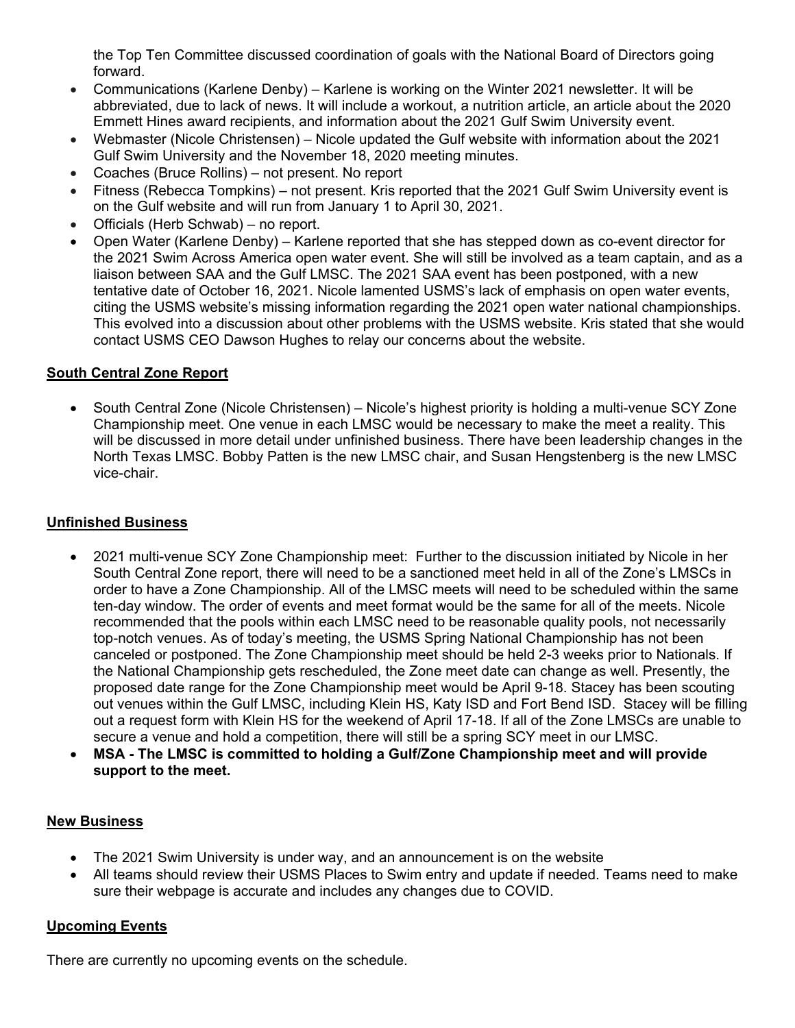the Top Ten Committee discussed coordination of goals with the National Board of Directors going forward.

- Communications (Karlene Denby) – Karlene is working on the Winter 2021 newsletter. It will be abbreviated, due to lack of news. It will include a workout, a nutrition article, an article about the 2020 Emmett Hines award recipients, and information about the 2021 Gulf Swim University event.
- Webmaster (Nicole Christensen) – Nicole updated the Gulf website with information about the 2021 Gulf Swim University and the November 18, 2020 meeting minutes.
- Coaches (Bruce Rollins) – not present. No report
- Fitness (Rebecca Tompkins) – not present. Kris reported that the 2021 Gulf Swim University event is on the Gulf website and will run from January 1 to April 30, 2021.
- Officials (Herb Schwab) – no report.
- Open Water (Karlene Denby) – Karlene reported that she has stepped down as co-event director for the 2021 Swim Across America open water event. She will still be involved as a team captain, and as a liaison between SAA and the Gulf LMSC. The 2021 SAA event has been postponed, with a new tentative date of October 16, 2021. Nicole lamented USMS's lack of emphasis on open water events, citing the USMS website's missing information regarding the 2021 open water national championships. This evolved into a discussion about other problems with the USMS website. Kris stated that she would contact USMS CEO Dawson Hughes to relay our concerns about the website.

## South Central Zone Report

- South Central Zone (Nicole Christensen) – Nicole's highest priority is holding a multi-venue SCY Zone Championship meet. One venue in each LMSC would be necessary to make the meet a reality. This will be discussed in more detail under unfinished business. There have been leadership changes in the North Texas LMSC. Bobby Patten is the new LMSC chair, and Susan Hengstenberg is the new LMSC vice-chair.

## Unfinished Business

- 2021 multi-venue SCY Zone Championship meet: Further to the discussion initiated by Nicole in her South Central Zone report, there will need to be a sanctioned meet held in all of the Zone's LMSCs in order to have a Zone Championship. All of the LMSC meets will need to be scheduled within the same ten-day window. The order of events and meet format would be the same for all of the meets. Nicole recommended that the pools within each LMSC need to be reasonable quality pools, not necessarily top-notch venues. As of today's meeting, the USMS Spring National Championship has not been canceled or postponed. The Zone Championship meet should be held 2-3 weeks prior to Nationals. If the National Championship gets rescheduled, the Zone meet date can change as well. Presently, the proposed date range for the Zone Championship meet would be April 9-18. Stacey has been scouting out venues within the Gulf LMSC, including Klein HS, Katy ISD and Fort Bend ISD. Stacey will be filling out a request form with Klein HS for the weekend of April 17-18. If all of the Zone LMSCs are unable to secure a venue and hold a competition, there will still be a spring SCY meet in our LMSC.
- **MSA - The LMSC is committed to holding a Gulf/Zone Championship meet and will provide support to the meet.**

## New Business

- The 2021 Swim University is under way, and an announcement is on the website
- All teams should review their USMS Places to Swim entry and update if needed. Teams need to make sure their webpage is accurate and includes any changes due to COVID.

## Upcoming Events

There are currently no upcoming events on the schedule.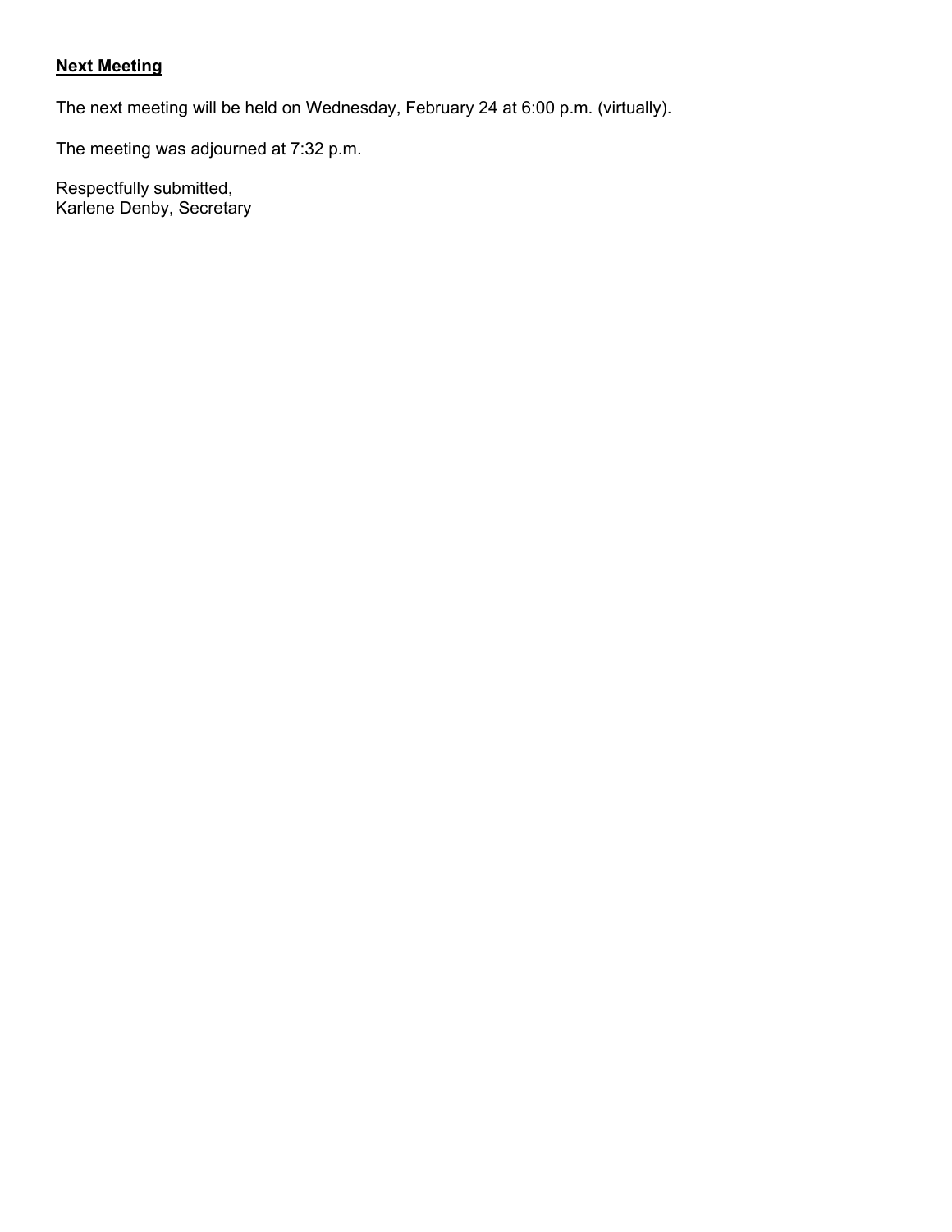**Next Meeting**

The next meeting will be held on Wednesday, February 24 at 6:00 p.m. (virtually).

The meeting was adjourned at 7:32 p.m.

Respectfully submitted,
Karlene Denby, Secretary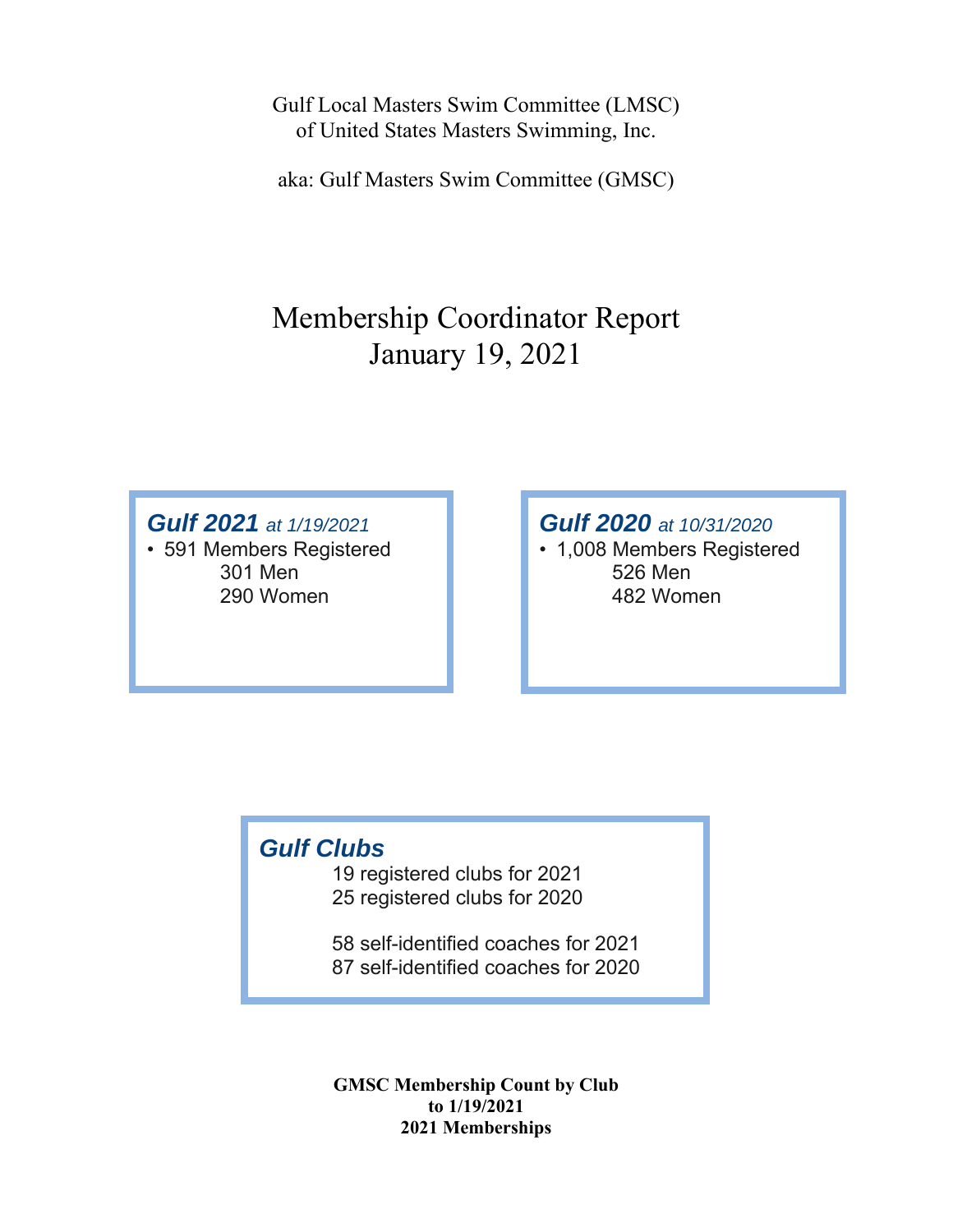Gulf Local Masters Swim Committee (LMSC)
of United States Masters Swimming, Inc.

aka: Gulf Masters Swim Committee (GMSC)

# Membership Coordinator Report
# January 19, 2021

***Gulf 2021*** *at 1/19/2021*

- 591 Members Registered
  - 301 Men
  - 290 Women

***Gulf 2020*** *at 10/31/2020*

- 1,008 Members Registered
  - 526 Men
  - 482 Women

***Gulf Clubs***

19 registered clubs for 2021
25 registered clubs for 2020

58 self-identified coaches for 2021
87 self-identified coaches for 2020

**GMSC Membership Count by Club**
**to 1/19/2021**
**2021 Memberships**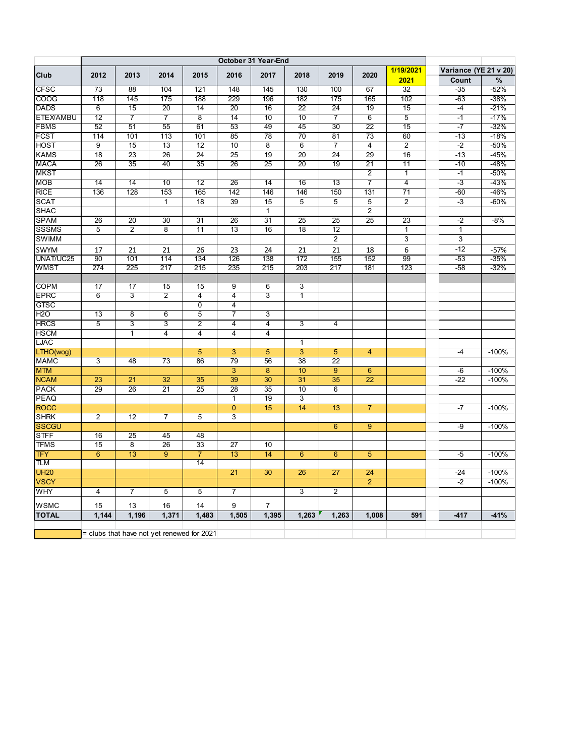| Club | October 31 Year-End | | | | | | | | | | | Variance (YE 21 v 20) | |
|---|---|---|---|---|---|---|---|---|---|---|---|---|---|
| | 2012 | 2013 | 2014 | 2015 | 2016 | 2017 | 2018 | 2019 | 2020 | 1/19/2021 2021 | | Count | % |
| CFSC | 73 | 88 | 104 | 121 | 148 | 145 | 130 | 100 | 67 | 32 | | -35 | -52% |
| COOG | 118 | 145 | 175 | 188 | 229 | 196 | 182 | 175 | 165 | 102 | | -63 | -38% |
| DADS | 6 | 15 | 20 | 14 | 20 | 16 | 22 | 24 | 19 | 15 | | -4 | -21% |
| ETEX/AMBU | 12 | 7 | 7 | 8 | 14 | 10 | 10 | 7 | 6 | 5 | | -1 | -17% |
| FBMS | 52 | 51 | 55 | 61 | 53 | 49 | 45 | 30 | 22 | 15 | | -7 | -32% |
| FCST | 114 | 101 | 113 | 101 | 85 | 78 | 70 | 81 | 73 | 60 | | -13 | -18% |
| HOST | 9 | 15 | 13 | 12 | 10 | 8 | 6 | 7 | 4 | 2 | | -2 | -50% |
| KAMS | 18 | 23 | 26 | 24 | 25 | 19 | 20 | 24 | 29 | 16 | | -13 | -45% |
| MACA | 26 | 35 | 40 | 35 | 26 | 25 | 20 | 19 | 21 | 11 | | -10 | -48% |
| MKST | | | | | | | | | 2 | 1 | | -1 | -50% |
| MOB | 14 | 14 | 10 | 12 | 26 | 14 | 16 | 13 | 7 | 4 | | -3 | -43% |
| RICE | 136 | 128 | 153 | 165 | 142 | 146 | 146 | 150 | 131 | 71 | | -60 | -46% |
| SCAT | | | 1 | 18 | 39 | 15 | 5 | 5 | 5 | 2 | | -3 | -60% |
| SHAC | | | | | | 1 | | | 2 | | | | |
| SPAM | 26 | 20 | 30 | 31 | 26 | 31 | 25 | 25 | 25 | 23 | | -2 | -8% |
| SSSMS | 5 | 2 | 8 | 11 | 13 | 16 | 18 | 12 | | 1 | | 1 | |
| SWIMM | | | | | | | | 2 | | 3 | | 3 | |
| SWYM | 17 | 21 | 21 | 26 | 23 | 24 | 21 | 21 | 18 | 6 | | -12 | -57% |
| UNAT/UC25 | 90 | 101 | 114 | 134 | 126 | 138 | 172 | 155 | 152 | 99 | | -53 | -35% |
| WMST | 274 | 225 | 217 | 215 | 235 | 215 | 203 | 217 | 181 | 123 | | -58 | -32% |
| | | | | | | | | | | | | | |
| COPM | 17 | 17 | 15 | 15 | 9 | 6 | 3 | | | | | | |
| EPRC | 6 | 3 | 2 | 4 | 4 | 3 | 1 | | | | | | |
| GTSC | | | | 0 | 4 | | | | | | | | |
| H2O | 13 | 8 | 6 | 5 | 7 | 3 | | | | | | | |
| HRCS | 5 | 3 | 3 | 2 | 4 | 4 | 3 | 4 | | | | | |
| HSCM | | 1 | 4 | 4 | 4 | 4 | | | | | | | |
| LJAC | | | | | | | 1 | | | | | | |
| LTHO(wog) | | | | 5 | 3 | 5 | 3 | 5 | 4 | | | -4 | -100% |
| MAMC | 3 | 48 | 73 | 86 | 79 | 56 | 38 | 22 | | | | | |
| MTM | | | | | 3 | 8 | 10 | 9 | 6 | | | -6 | -100% |
| NCAM | 23 | 21 | 32 | 35 | 39 | 30 | 31 | 35 | 22 | | | -22 | -100% |
| PACK | 29 | 26 | 21 | 25 | 28 | 35 | 10 | 6 | | | | | |
| PEAQ | | | | | 1 | 19 | 3 | | | | | | |
| ROCC | | | | | 0 | 15 | 14 | 13 | 7 | | | -7 | -100% |
| SHRK | 2 | 12 | 7 | 5 | 3 | | | | | | | | |
| SSCGU | | | | | | | | 6 | 9 | | | -9 | -100% |
| STFF | 16 | 25 | 45 | 48 | | | | | | | | | |
| TFMS | 15 | 8 | 26 | 33 | 27 | 10 | | | | | | | |
| TFY | 6 | 13 | 9 | 7 | 13 | 14 | 6 | 6 | 5 | | | -5 | -100% |
| TLM | | | | 14 | | | | | | | | | |
| UH20 | | | | | 21 | 30 | 26 | 27 | 24 | | | -24 | -100% |
| VSCY | | | | | | | | | 2 | | | -2 | -100% |
| WHY | 4 | 7 | 5 | 5 | 7 | | 3 | 2 | | | | | |
| WSMC | 15 | 13 | 16 | 14 | 9 | 7 | | | | | | | |
| **TOTAL** | **1,144** | **1,196** | **1,371** | **1,483** | **1,505** | **1,395** | **1,263** | **1,263** | **1,008** | **591** | | **-417** | **-41%** |

(highlighted) = clubs that have not yet renewed for 2021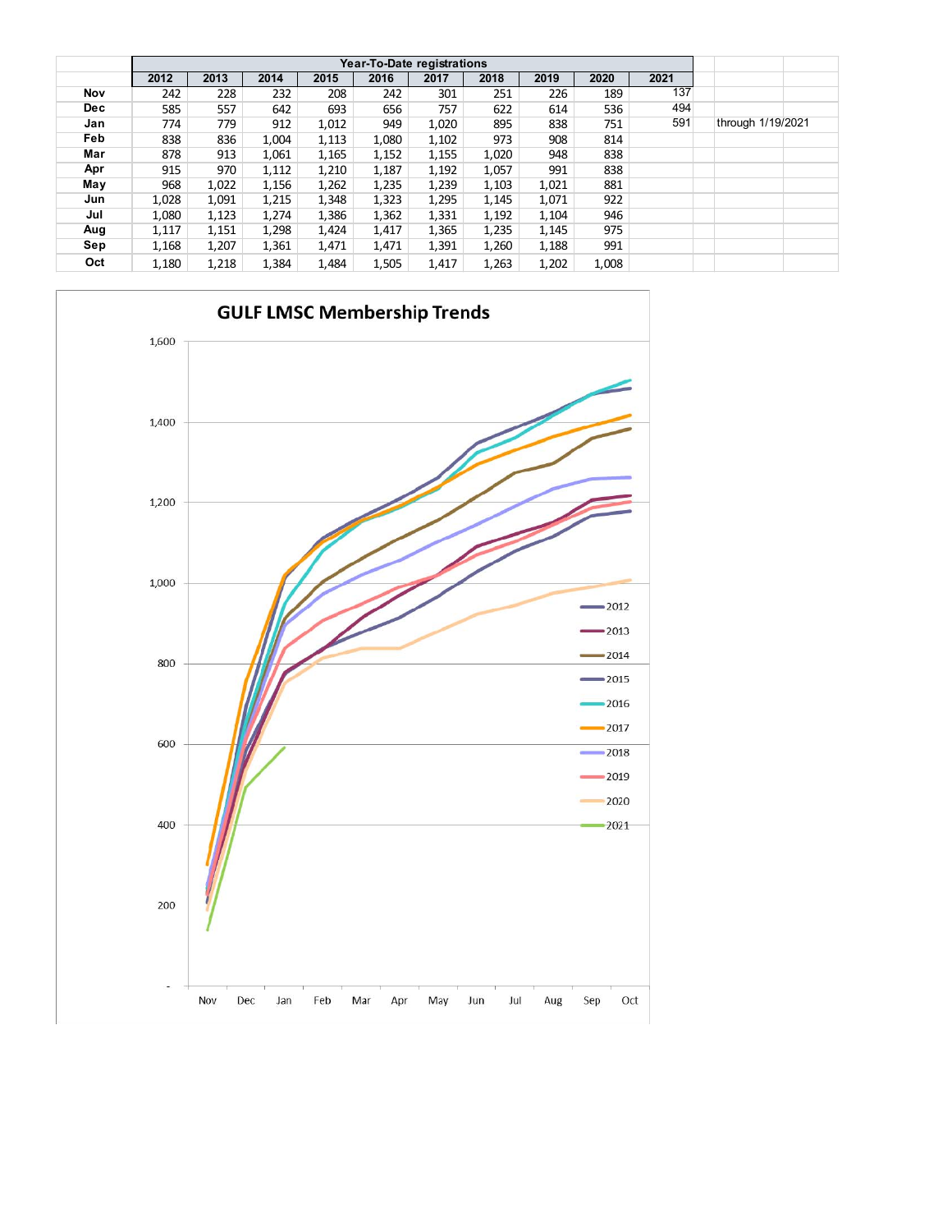| | Year-To-Date registrations | | | | | | | | | | |
|---|---|---|---|---|---|---|---|---|---|---|---|
| | 2012 | 2013 | 2014 | 2015 | 2016 | 2017 | 2018 | 2019 | 2020 | 2021 | |
| Nov | 242 | 228 | 232 | 208 | 242 | 301 | 251 | 226 | 189 | 137 | |
| Dec | 585 | 557 | 642 | 693 | 656 | 757 | 622 | 614 | 536 | 494 | |
| Jan | 774 | 779 | 912 | 1,012 | 949 | 1,020 | 895 | 838 | 751 | 591 | through 1/19/2021 |
| Feb | 838 | 836 | 1,004 | 1,113 | 1,080 | 1,102 | 973 | 908 | 814 | | |
| Mar | 878 | 913 | 1,061 | 1,165 | 1,152 | 1,155 | 1,020 | 948 | 838 | | |
| Apr | 915 | 970 | 1,112 | 1,210 | 1,187 | 1,192 | 1,057 | 991 | 838 | | |
| May | 968 | 1,022 | 1,156 | 1,262 | 1,235 | 1,239 | 1,103 | 1,021 | 881 | | |
| Jun | 1,028 | 1,091 | 1,215 | 1,348 | 1,323 | 1,295 | 1,145 | 1,071 | 922 | | |
| Jul | 1,080 | 1,123 | 1,274 | 1,386 | 1,362 | 1,331 | 1,192 | 1,104 | 946 | | |
| Aug | 1,117 | 1,151 | 1,298 | 1,424 | 1,417 | 1,365 | 1,235 | 1,145 | 975 | | |
| Sep | 1,168 | 1,207 | 1,361 | 1,471 | 1,471 | 1,391 | 1,260 | 1,188 | 991 | | |
| Oct | 1,180 | 1,218 | 1,384 | 1,484 | 1,505 | 1,417 | 1,263 | 1,202 | 1,008 | | |

**GULF LMSC Membership Trends**

1,600
1,400
1,200
1,000
800
600
400
200
-

Nov Dec Jan Feb Mar Apr May Jun Jul Aug Sep Oct

2012
2013
2014
2015
2016
2017
2018
2019
2020
2021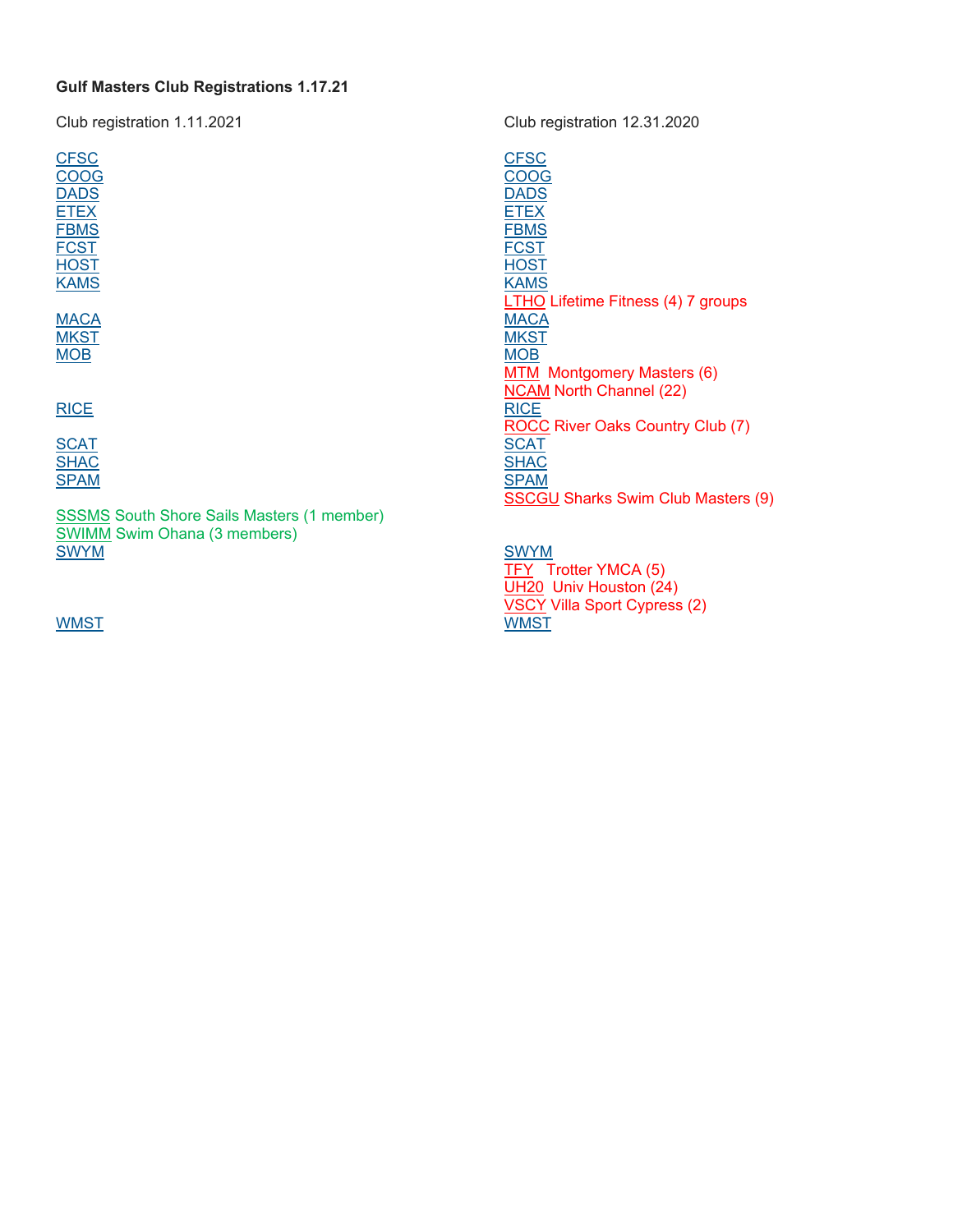**Gulf Masters Club Registrations 1.17.21**

| Club registration 1.11.2021 | Club registration 12.31.2020 |
|---|---|
| CFSC | CFSC |
| COOG | COOG |
| DADS | DADS |
| ETEX | ETEX |
| FBMS | FBMS |
| FCST | FCST |
| HOST | HOST |
| KAMS | KAMS |
| | LTHO Lifetime Fitness (4) 7 groups |
| MACA | MACA |
| MKST | MKST |
| MOB | MOB |
| | MTM Montgomery Masters (6) |
| | NCAM North Channel (22) |
| RICE | RICE |
| | ROCC River Oaks Country Club (7) |
| SCAT | SCAT |
| SHAC | SHAC |
| SPAM | SPAM |
| | SSCGU Sharks Swim Club Masters (9) |
| SSSMS South Shore Sails Masters (1 member) | |
| SWIMM Swim Ohana (3 members) | |
| SWYM | SWYM |
| | TFY Trotter YMCA (5) |
| | UH20 Univ Houston (24) |
| | VSCY Villa Sport Cypress (2) |
| WMST | WMST |